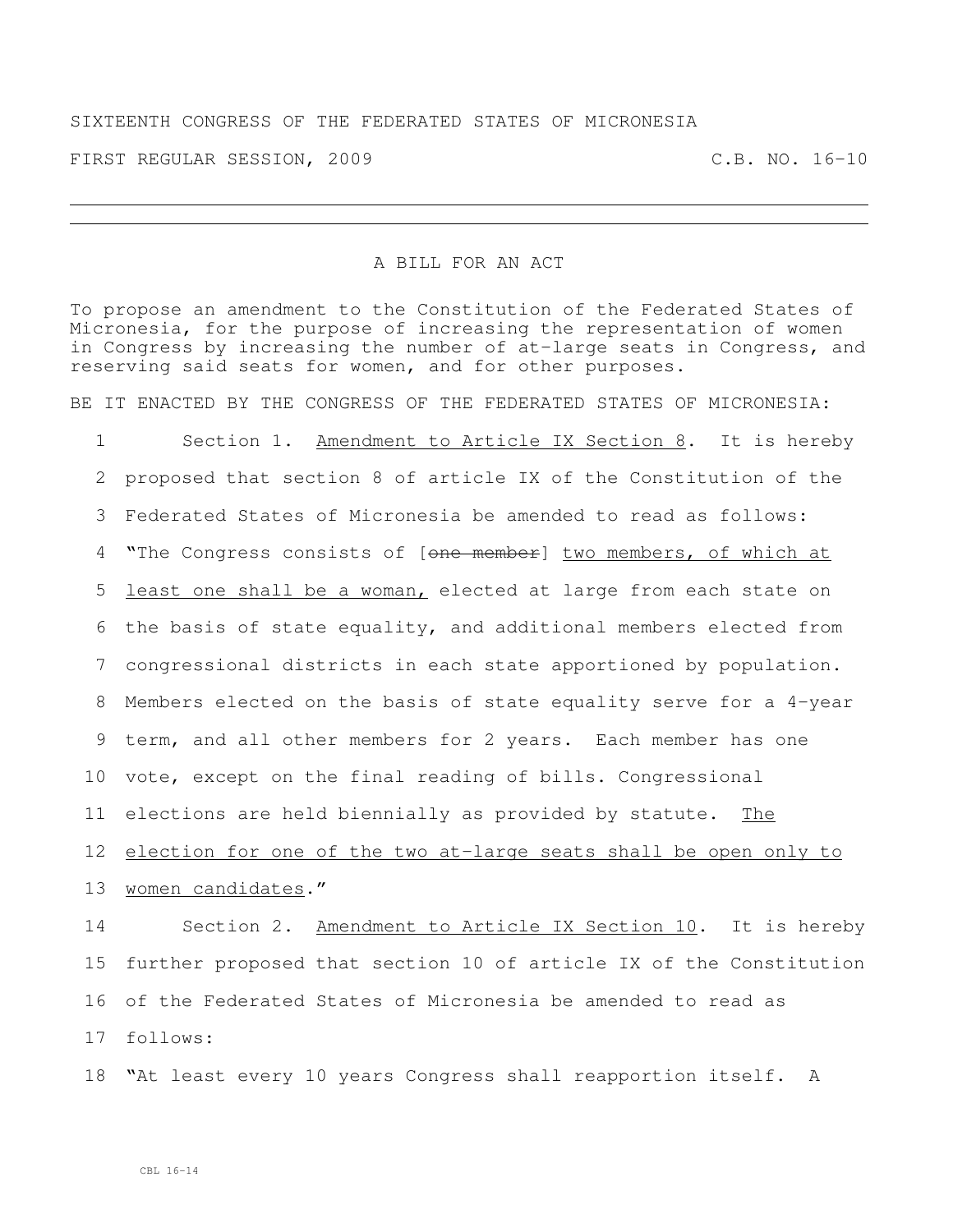SIXTEENTH CONGRESS OF THE FEDERATED STATES OF MICRONESIA

FIRST REGULAR SESSION, 2009 C.B. NO. 16-10

---

A BILL FOR AN ACT

To propose an amendment to the Constitution of the Federated States of Micronesia, for the purpose of increasing the representation of women in Congress by increasing the number of at-large seats in Congress, and reserving said seats for women, and for other purposes.

BE IT ENACTED BY THE CONGRESS OF THE FEDERATED STATES OF MICRONESIA:

1 Section 1. <u>Amendment to Article IX Section 8</u>. It is hereby
2 proposed that section 8 of article IX of the Constitution of the
3 Federated States of Micronesia be amended to read as follows:
4 "The Congress consists of [~~one member~~] <u>two members, of which at</u>
5 <u>least one shall be a woman,</u> elected at large from each state on
6 the basis of state equality, and additional members elected from
7 congressional districts in each state apportioned by population.
8 Members elected on the basis of state equality serve for a 4-year
9 term, and all other members for 2 years. Each member has one
10 vote, except on the final reading of bills. Congressional
11 elections are held biennially as provided by statute. <u>The</u>
12 <u>election for one of the two at-large seats shall be open only to</u>
13 <u>women candidates</u>."

14 Section 2. <u>Amendment to Article IX Section 10</u>. It is hereby
15 further proposed that section 10 of article IX of the Constitution
16 of the Federated States of Micronesia be amended to read as
17 follows:

18 "At least every 10 years Congress shall reapportion itself. A

CBL 16-14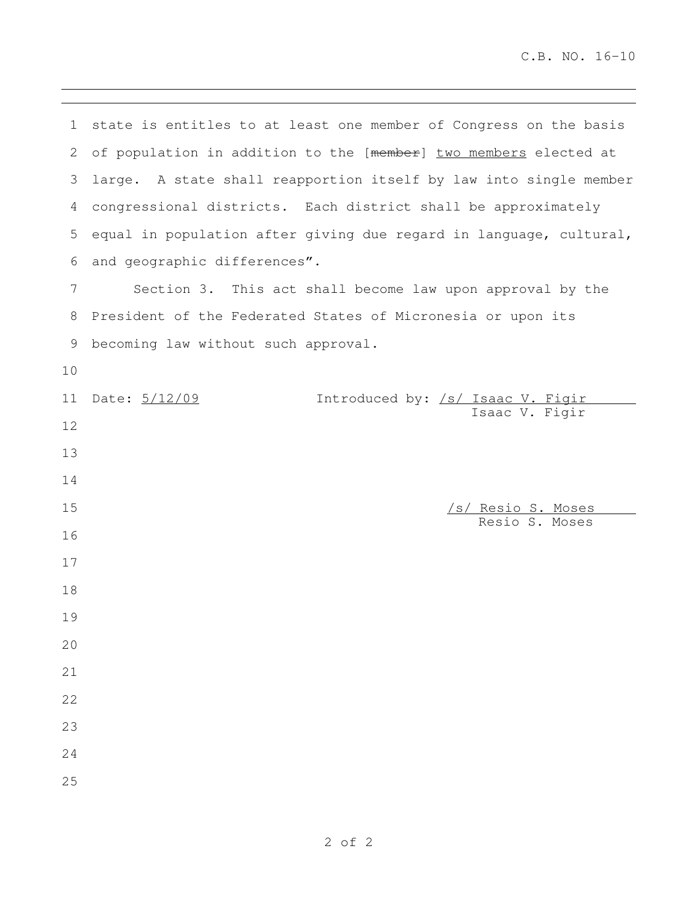state is entitles to at least one member of Congress on the basis of population in addition to the [~~member~~] <u>two members</u> elected at large. A state shall reapportion itself by law into single member congressional districts. Each district shall be approximately equal in population after giving due regard in language, cultural, and geographic differences".

Section 3. This act shall become law upon approval by the President of the Federated States of Micronesia or upon its becoming law without such approval.

Date: <u>5/12/09</u>

Introduced by: <u>/s/ Isaac V. Figir</u>
Isaac V. Figir

<u>/s/ Resio S. Moses</u>
Resio S. Moses